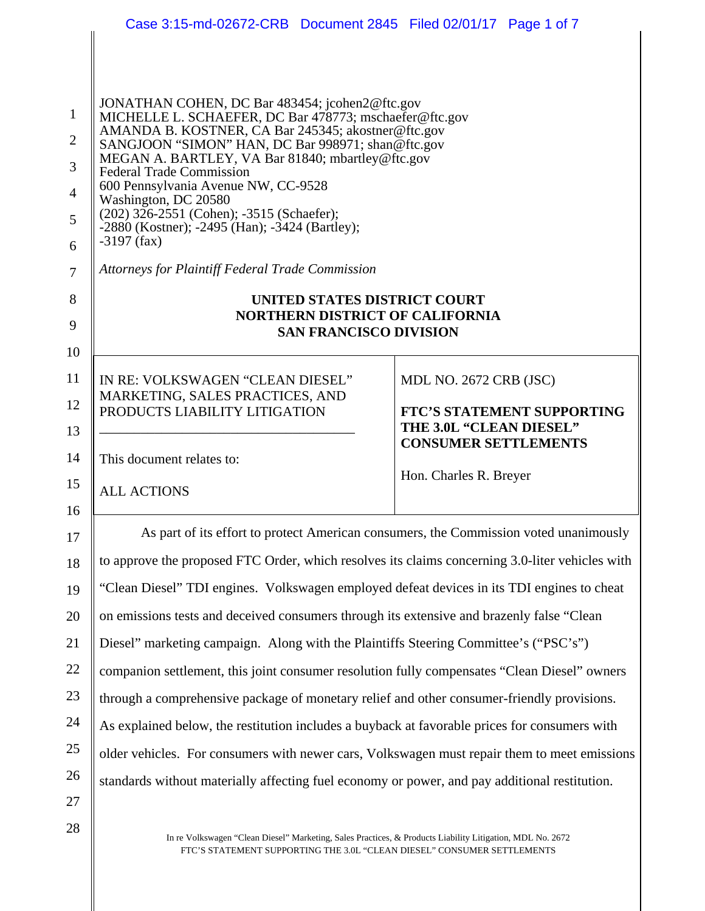JONATHAN COHEN, DC Bar 483454; jcohen2@ftc.gov
MICHELLE L. SCHAEFER, DC Bar 478773; mschaefer@ftc.gov
AMANDA B. KOSTNER, CA Bar 245345; akostner@ftc.gov
SANGJOON "SIMON" HAN, DC Bar 998971; shan@ftc.gov
MEGAN A. BARTLEY, VA Bar 81840; mbartley@ftc.gov
Federal Trade Commission
600 Pennsylvania Avenue NW, CC-9528
Washington, DC 20580
(202) 326-2551 (Cohen); -3515 (Schaefer);
-2880 (Kostner); -2495 (Han); -3424 (Bartley);
-3197 (fax)

*Attorneys for Plaintiff Federal Trade Commission*

**UNITED STATES DISTRICT COURT**
**NORTHERN DISTRICT OF CALIFORNIA**
**SAN FRANCISCO DIVISION**

| | |
|---|---|
| IN RE: VOLKSWAGEN "CLEAN DIESEL" MARKETING, SALES PRACTICES, AND PRODUCTS LIABILITY LITIGATION<br><br>This document relates to:<br><br>ALL ACTIONS | MDL NO. 2672 CRB (JSC)<br><br>**FTC'S STATEMENT SUPPORTING THE 3.0L "CLEAN DIESEL" CONSUMER SETTLEMENTS**<br><br>Hon. Charles R. Breyer |

As part of its effort to protect American consumers, the Commission voted unanimously to approve the proposed FTC Order, which resolves its claims concerning 3.0-liter vehicles with "Clean Diesel" TDI engines. Volkswagen employed defeat devices in its TDI engines to cheat on emissions tests and deceived consumers through its extensive and brazenly false "Clean Diesel" marketing campaign. Along with the Plaintiffs Steering Committee's ("PSC's") companion settlement, this joint consumer resolution fully compensates "Clean Diesel" owners through a comprehensive package of monetary relief and other consumer-friendly provisions. As explained below, the restitution includes a buyback at favorable prices for consumers with older vehicles. For consumers with newer cars, Volkswagen must repair them to meet emissions standards without materially affecting fuel economy or power, and pay additional restitution.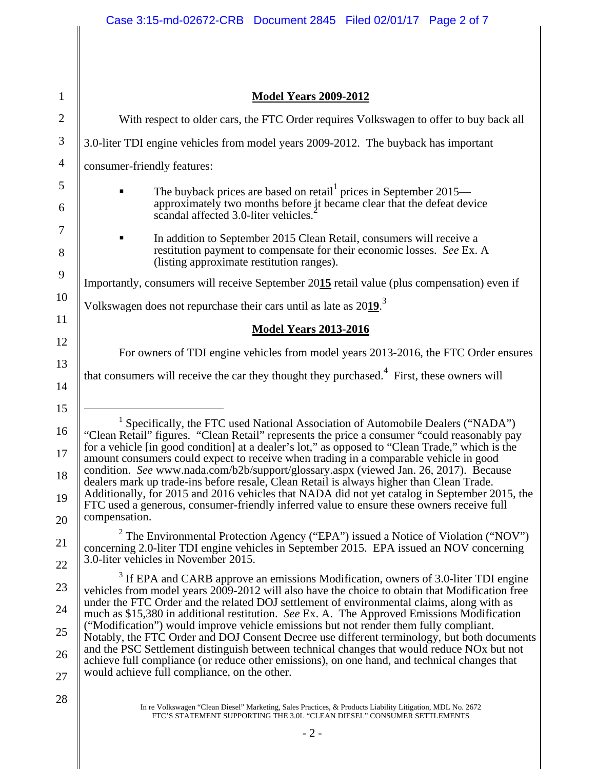**Model Years 2009-2012**

With respect to older cars, the FTC Order requires Volkswagen to offer to buy back all 3.0-liter TDI engine vehicles from model years 2009-2012. The buyback has important consumer-friendly features:

- The buyback prices are based on retail[1] prices in September 2015—approximately two months before it became clear that the defeat device scandal affected 3.0-liter vehicles.[2]
- In addition to September 2015 Clean Retail, consumers will receive a restitution payment to compensate for their economic losses. *See* Ex. A (listing approximate restitution ranges).

Importantly, consumers will receive September 20**15** retail value (plus compensation) even if Volkswagen does not repurchase their cars until as late as 20**19**.[3]

**Model Years 2013-2016**

For owners of TDI engine vehicles from model years 2013-2016, the FTC Order ensures that consumers will receive the car they thought they purchased.[4] First, these owners will

---

[1] Specifically, the FTC used National Association of Automobile Dealers ("NADA") "Clean Retail" figures. "Clean Retail" represents the price a consumer "could reasonably pay for a vehicle [in good condition] at a dealer's lot," as opposed to "Clean Trade," which is the amount consumers could expect to receive when trading in a comparable vehicle in good condition. *See* www.nada.com/b2b/support/glossary.aspx (viewed Jan. 26, 2017). Because dealers mark up trade-ins before resale, Clean Retail is always higher than Clean Trade. Additionally, for 2015 and 2016 vehicles that NADA did not yet catalog in September 2015, the FTC used a generous, consumer-friendly inferred value to ensure these owners receive full compensation.

[2] The Environmental Protection Agency ("EPA") issued a Notice of Violation ("NOV") concerning 2.0-liter TDI engine vehicles in September 2015. EPA issued an NOV concerning 3.0-liter vehicles in November 2015.

[3] If EPA and CARB approve an emissions Modification, owners of 3.0-liter TDI engine vehicles from model years 2009-2012 will also have the choice to obtain that Modification free under the FTC Order and the related DOJ settlement of environmental claims, along with as much as $15,380 in additional restitution. *See* Ex. A. The Approved Emissions Modification ("Modification") would improve vehicle emissions but not render them fully compliant. Notably, the FTC Order and DOJ Consent Decree use different terminology, but both documents and the PSC Settlement distinguish between technical changes that would reduce NOx but not achieve full compliance (or reduce other emissions), on one hand, and technical changes that would achieve full compliance, on the other.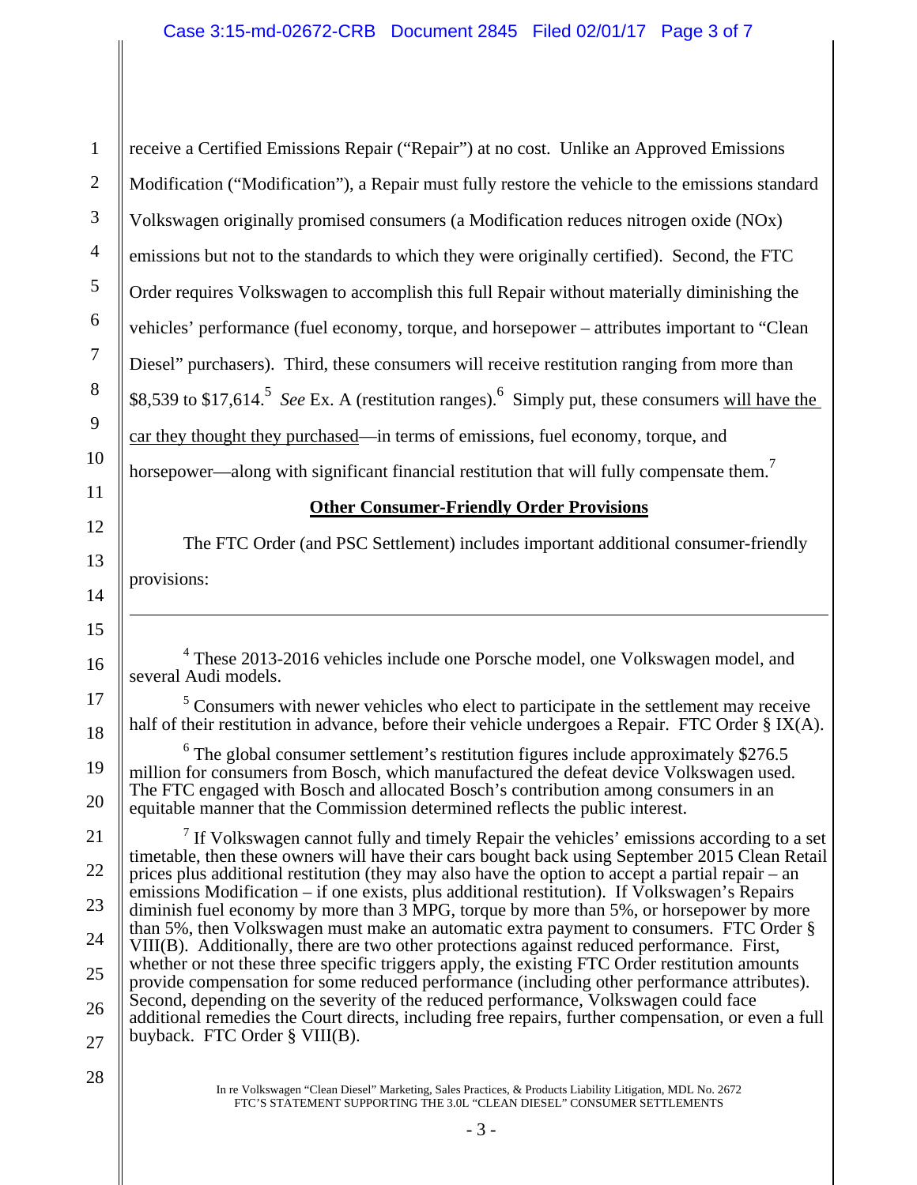receive a Certified Emissions Repair ("Repair") at no cost. Unlike an Approved Emissions Modification ("Modification"), a Repair must fully restore the vehicle to the emissions standard Volkswagen originally promised consumers (a Modification reduces nitrogen oxide (NOx) emissions but not to the standards to which they were originally certified). Second, the FTC Order requires Volkswagen to accomplish this full Repair without materially diminishing the vehicles' performance (fuel economy, torque, and horsepower – attributes important to "Clean Diesel" purchasers). Third, these consumers will receive restitution ranging from more than \$8,539 to \$17,614.[5] *See* Ex. A (restitution ranges).[6] Simply put, these consumers <u>will have the car they thought they purchased</u>—in terms of emissions, fuel economy, torque, and horsepower—along with significant financial restitution that will fully compensate them.[7]

**<u>Other Consumer-Friendly Order Provisions</u>**

The FTC Order (and PSC Settlement) includes important additional consumer-friendly provisions:

---

[4] These 2013-2016 vehicles include one Porsche model, one Volkswagen model, and several Audi models.

[5] Consumers with newer vehicles who elect to participate in the settlement may receive half of their restitution in advance, before their vehicle undergoes a Repair. FTC Order § IX(A).

[6] The global consumer settlement's restitution figures include approximately \$276.5 million for consumers from Bosch, which manufactured the defeat device Volkswagen used. The FTC engaged with Bosch and allocated Bosch's contribution among consumers in an equitable manner that the Commission determined reflects the public interest.

[7] If Volkswagen cannot fully and timely Repair the vehicles' emissions according to a set timetable, then these owners will have their cars bought back using September 2015 Clean Retail prices plus additional restitution (they may also have the option to accept a partial repair – an emissions Modification – if one exists, plus additional restitution). If Volkswagen's Repairs diminish fuel economy by more than 3 MPG, torque by more than 5%, or horsepower by more than 5%, then Volkswagen must make an automatic extra payment to consumers. FTC Order § VIII(B). Additionally, there are two other protections against reduced performance. First, whether or not these three specific triggers apply, the existing FTC Order restitution amounts provide compensation for some reduced performance (including other performance attributes). Second, depending on the severity of the reduced performance, Volkswagen could face additional remedies the Court directs, including free repairs, further compensation, or even a full buyback. FTC Order § VIII(B).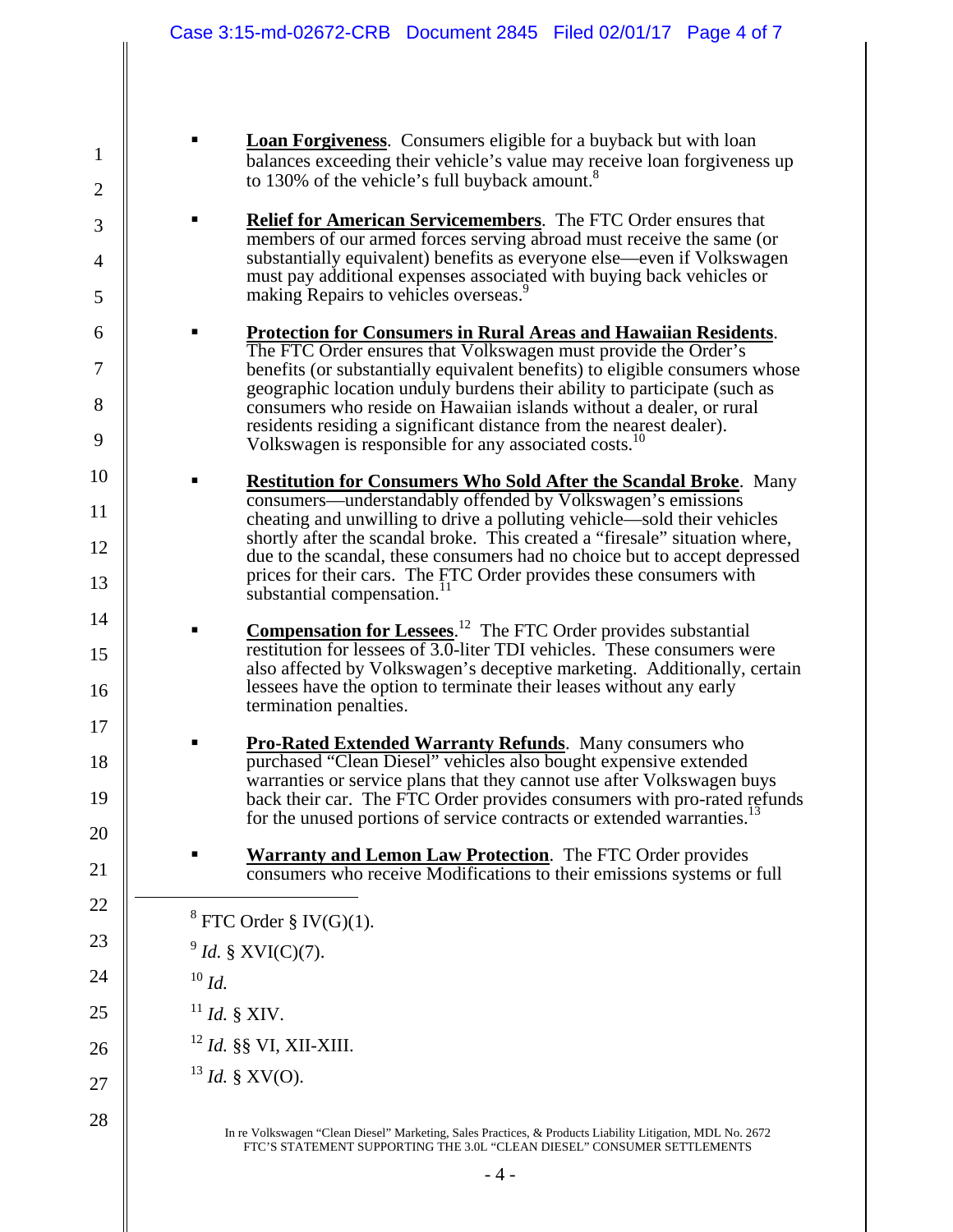- **Loan Forgiveness**. Consumers eligible for a buyback but with loan balances exceeding their vehicle's value may receive loan forgiveness up to 130% of the vehicle's full buyback amount.[8]

- **Relief for American Servicemembers**. The FTC Order ensures that members of our armed forces serving abroad must receive the same (or substantially equivalent) benefits as everyone else—even if Volkswagen must pay additional expenses associated with buying back vehicles or making Repairs to vehicles overseas.[9]

- **Protection for Consumers in Rural Areas and Hawaiian Residents**. The FTC Order ensures that Volkswagen must provide the Order's benefits (or substantially equivalent benefits) to eligible consumers whose geographic location unduly burdens their ability to participate (such as consumers who reside on Hawaiian islands without a dealer, or rural residents residing a significant distance from the nearest dealer). Volkswagen is responsible for any associated costs.[10]

- **Restitution for Consumers Who Sold After the Scandal Broke**. Many consumers—understandably offended by Volkswagen's emissions cheating and unwilling to drive a polluting vehicle—sold their vehicles shortly after the scandal broke. This created a "firesale" situation where, due to the scandal, these consumers had no choice but to accept depressed prices for their cars. The FTC Order provides these consumers with substantial compensation.[11]

- **Compensation for Lessees**.[12] The FTC Order provides substantial restitution for lessees of 3.0-liter TDI vehicles. These consumers were also affected by Volkswagen's deceptive marketing. Additionally, certain lessees have the option to terminate their leases without any early termination penalties.

- **Pro-Rated Extended Warranty Refunds**. Many consumers who purchased "Clean Diesel" vehicles also bought expensive extended warranties or service plans that they cannot use after Volkswagen buys back their car. The FTC Order provides consumers with pro-rated refunds for the unused portions of service contracts or extended warranties.[13]

- **Warranty and Lemon Law Protection**. The FTC Order provides consumers who receive Modifications to their emissions systems or full

---

[8] FTC Order § IV(G)(1).

[9] *Id.* § XVI(C)(7).

[10] *Id.*

[11] *Id.* § XIV.

[12] *Id.* §§ VI, XII-XIII.

[13] *Id.* § XV(O).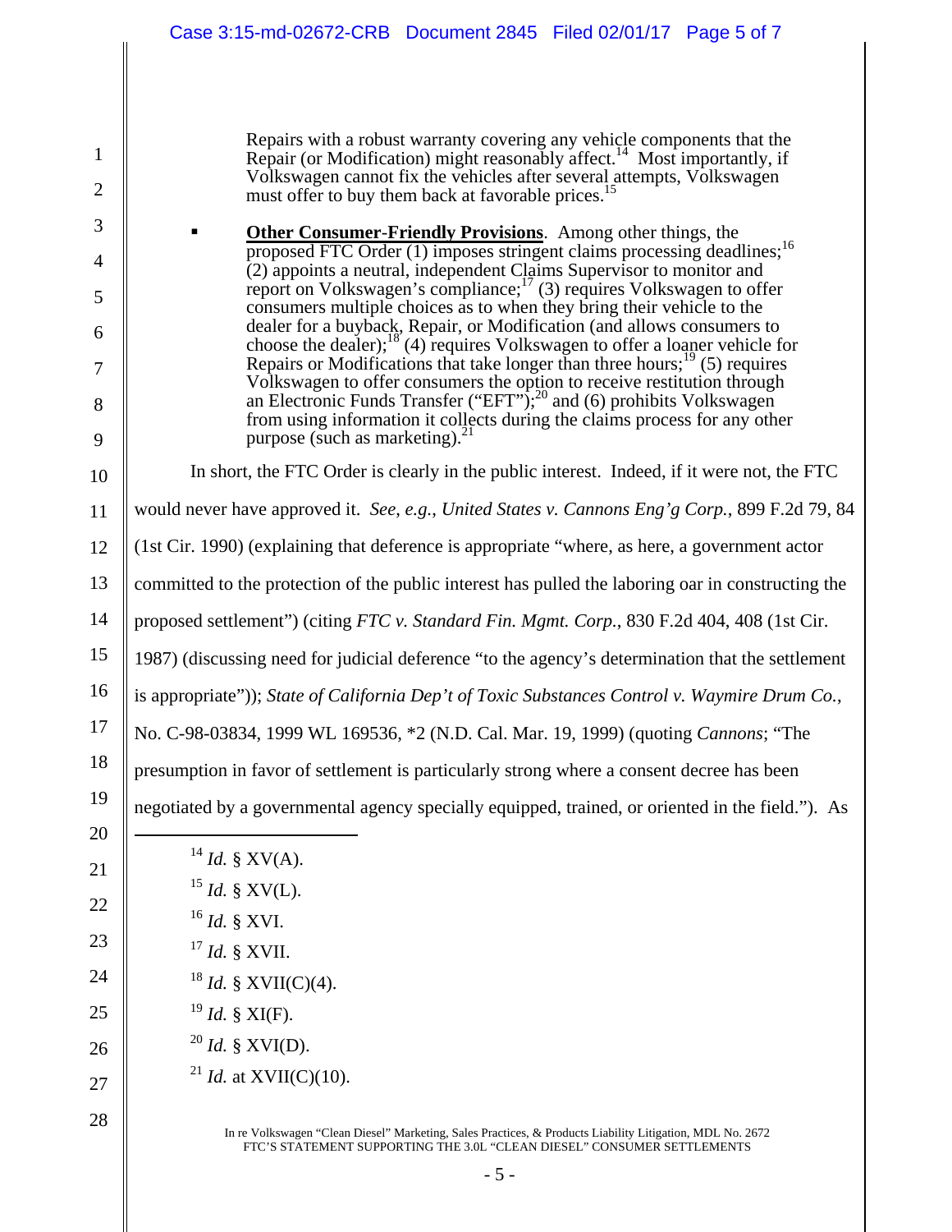Repairs with a robust warranty covering any vehicle components that the Repair (or Modification) might reasonably affect.[14] Most importantly, if Volkswagen cannot fix the vehicles after several attempts, Volkswagen must offer to buy them back at favorable prices.[15]

- **Other Consumer-Friendly Provisions**. Among other things, the proposed FTC Order (1) imposes stringent claims processing deadlines;[16] (2) appoints a neutral, independent Claims Supervisor to monitor and report on Volkswagen's compliance;[17] (3) requires Volkswagen to offer consumers multiple choices as to when they bring their vehicle to the dealer for a buyback, Repair, or Modification (and allows consumers to choose the dealer);[18] (4) requires Volkswagen to offer a loaner vehicle for Repairs or Modifications that take longer than three hours;[19] (5) requires Volkswagen to offer consumers the option to receive restitution through an Electronic Funds Transfer ("EFT");[20] and (6) prohibits Volkswagen from using information it collects during the claims process for any other purpose (such as marketing).[21]

In short, the FTC Order is clearly in the public interest. Indeed, if it were not, the FTC would never have approved it. *See, e.g.*, *United States v. Cannons Eng'g Corp.*, 899 F.2d 79, 84 (1st Cir. 1990) (explaining that deference is appropriate "where, as here, a government actor committed to the protection of the public interest has pulled the laboring oar in constructing the proposed settlement") (citing *FTC v. Standard Fin. Mgmt. Corp.*, 830 F.2d 404, 408 (1st Cir. 1987) (discussing need for judicial deference "to the agency's determination that the settlement is appropriate")); *State of California Dep't of Toxic Substances Control v. Waymire Drum Co.*, No. C-98-03834, 1999 WL 169536, *2 (N.D. Cal. Mar. 19, 1999) (quoting *Cannons*; "The presumption in favor of settlement is particularly strong where a consent decree has been negotiated by a governmental agency specially equipped, trained, or oriented in the field."). As

---

[14] *Id.* § XV(A).

[15] *Id.* § XV(L).

[16] *Id.* § XVI.

[17] *Id.* § XVII.

[18] *Id.* § XVII(C)(4).

[19] *Id.* § XI(F).

[20] *Id.* § XVI(D).

[21] *Id.* at XVII(C)(10).

In re Volkswagen "Clean Diesel" Marketing, Sales Practices, & Products Liability Litigation, MDL No. 2672
FTC'S STATEMENT SUPPORTING THE 3.0L "CLEAN DIESEL" CONSUMER SETTLEMENTS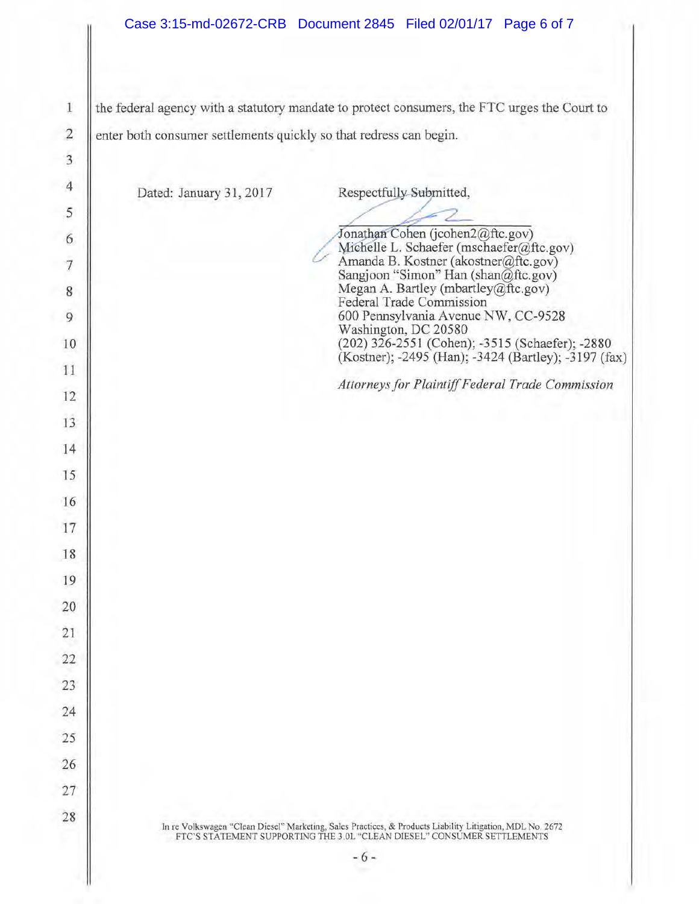the federal agency with a statutory mandate to protect consumers, the FTC urges the Court to enter both consumer settlements quickly so that redress can begin.

Dated: January 31, 2017

Respectfully Submitted,

Jonathan Cohen (jcohen2@ftc.gov)
Michelle L. Schaefer (mschaefer@ftc.gov)
Amanda B. Kostner (akostner@ftc.gov)
Sangjoon "Simon" Han (shan@ftc.gov)
Megan A. Bartley (mbartley@ftc.gov)
Federal Trade Commission
600 Pennsylvania Avenue NW, CC-9528
Washington, DC 20580
(202) 326-2551 (Cohen); -3515 (Schaefer); -2880 (Kostner); -2495 (Han); -3424 (Bartley); -3197 (fax)

*Attorneys for Plaintiff Federal Trade Commission*

In re Volkswagen "Clean Diesel" Marketing, Sales Practices, & Products Liability Litigation, MDL No. 2672
FTC'S STATEMENT SUPPORTING THE 3.0L "CLEAN DIESEL" CONSUMER SETTLEMENTS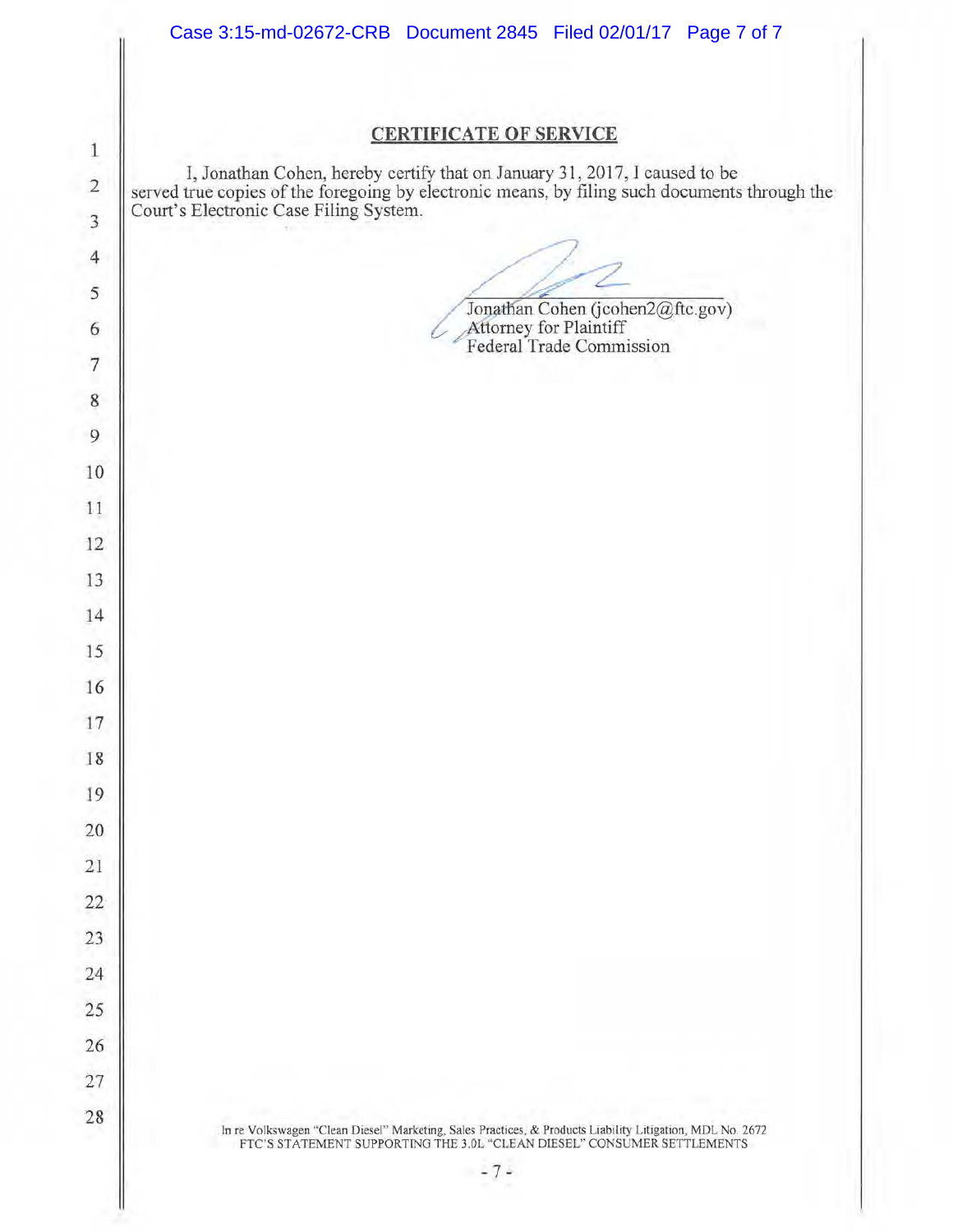## CERTIFICATE OF SERVICE

I, Jonathan Cohen, hereby certify that on January 31, 2017, I caused to be served true copies of the foregoing by electronic means, by filing such documents through the Court's Electronic Case Filing System.

Jonathan Cohen (jcohen2@ftc.gov)
Attorney for Plaintiff
Federal Trade Commission